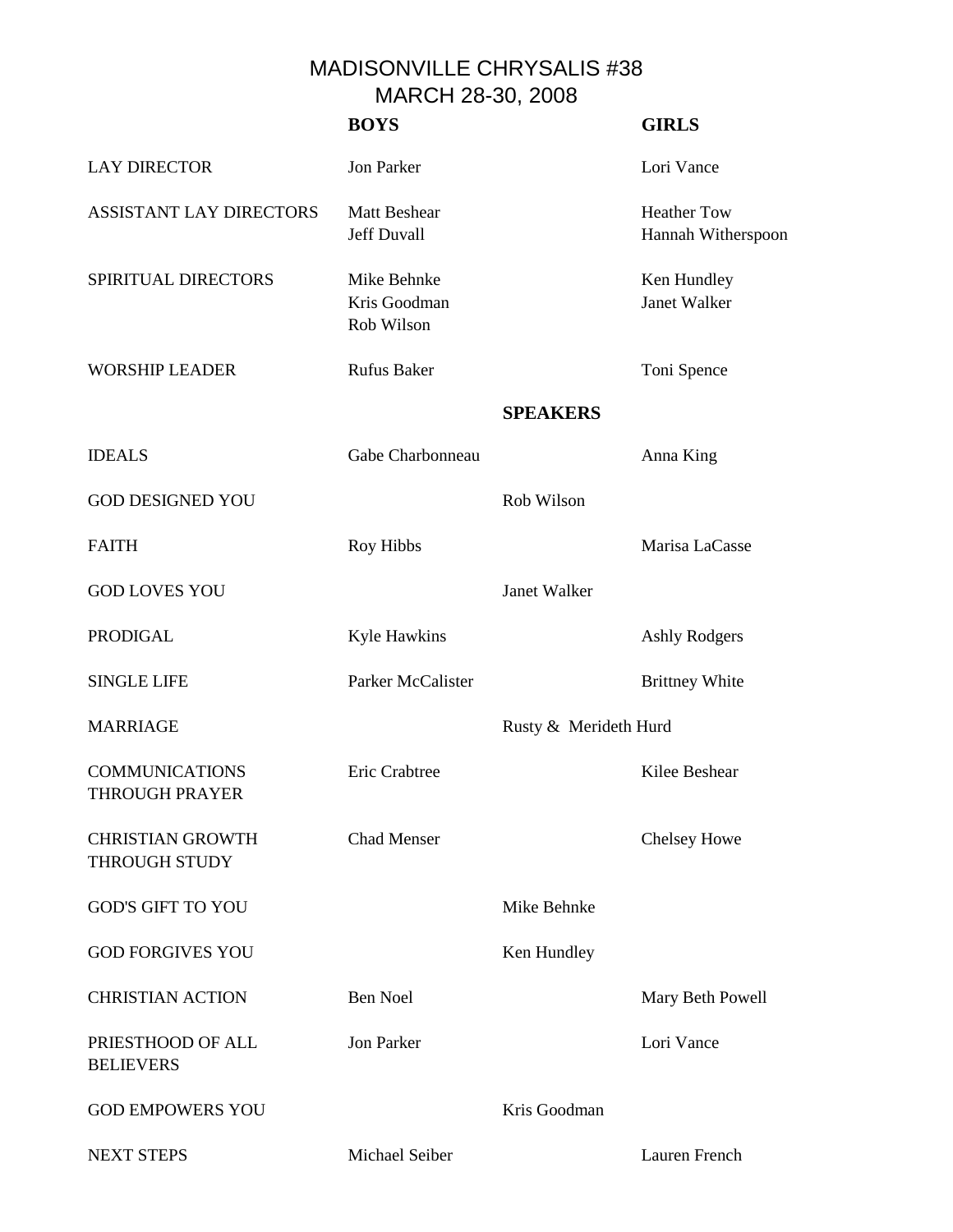# MADISONVILLE CHRYSALIS #38
## MARCH 28-30, 2008

| | BOYS | | GIRLS |
|---|---|---|---|
| LAY DIRECTOR | Jon Parker | | Lori Vance |
| ASSISTANT LAY DIRECTORS | Matt Beshear<br>Jeff Duvall | | Heather Tow<br>Hannah Witherspoon |
| SPIRITUAL DIRECTORS | Mike Behnke<br>Kris Goodman<br>Rob Wilson | | Ken Hundley<br>Janet Walker |
| WORSHIP LEADER | Rufus Baker | | Toni Spence |
| | | **SPEAKERS** | |
| IDEALS | Gabe Charbonneau | | Anna King |
| GOD DESIGNED YOU | | Rob Wilson | |
| FAITH | Roy Hibbs | | Marisa LaCasse |
| GOD LOVES YOU | | Janet Walker | |
| PRODIGAL | Kyle Hawkins | | Ashly Rodgers |
| SINGLE LIFE | Parker McCalister | | Brittney White |
| MARRIAGE | | Rusty & Merideth Hurd | |
| COMMUNICATIONS THROUGH PRAYER | Eric Crabtree | | Kilee Beshear |
| CHRISTIAN GROWTH THROUGH STUDY | Chad Menser | | Chelsey Howe |
| GOD'S GIFT TO YOU | | Mike Behnke | |
| GOD FORGIVES YOU | | Ken Hundley | |
| CHRISTIAN ACTION | Ben Noel | | Mary Beth Powell |
| PRIESTHOOD OF ALL BELIEVERS | Jon Parker | | Lori Vance |
| GOD EMPOWERS YOU | | Kris Goodman | |
| NEXT STEPS | Michael Seiber | | Lauren French |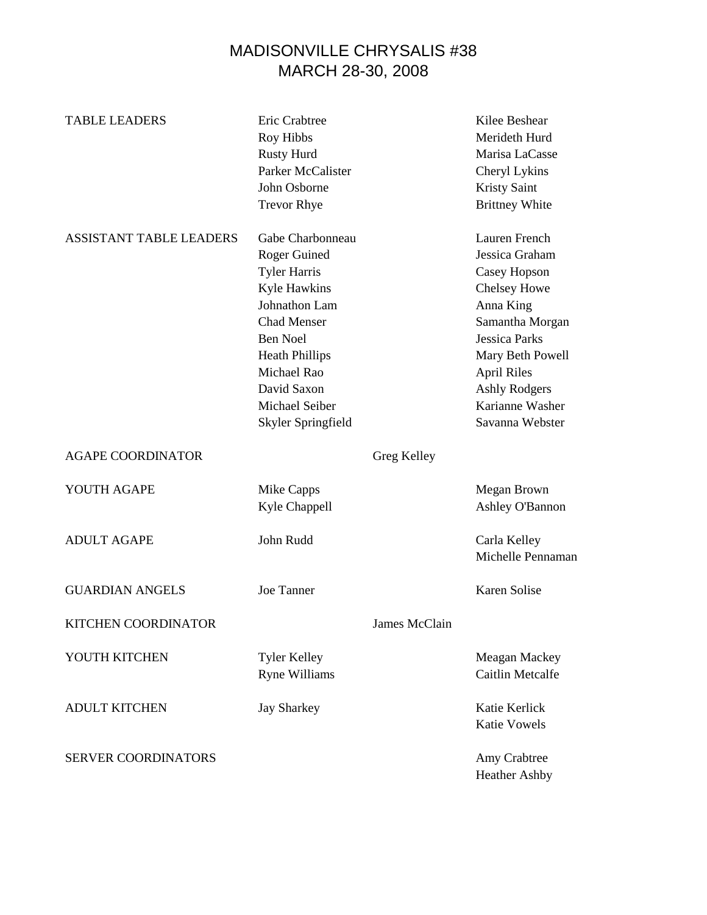# MADISONVILLE CHRYSALIS #38
## MARCH 28-30, 2008

| | | | |
|---|---|---|---|
| TABLE LEADERS | Eric Crabtree | | Kilee Beshear |
| | Roy Hibbs | | Merideth Hurd |
| | Rusty Hurd | | Marisa LaCasse |
| | Parker McCalister | | Cheryl Lykins |
| | John Osborne | | Kristy Saint |
| | Trevor Rhye | | Brittney White |
| ASSISTANT TABLE LEADERS | Gabe Charbonneau | | Lauren French |
| | Roger Guined | | Jessica Graham |
| | Tyler Harris | | Casey Hopson |
| | Kyle Hawkins | | Chelsey Howe |
| | Johnathon Lam | | Anna King |
| | Chad Menser | | Samantha Morgan |
| | Ben Noel | | Jessica Parks |
| | Heath Phillips | | Mary Beth Powell |
| | Michael Rao | | April Riles |
| | David Saxon | | Ashly Rodgers |
| | Michael Seiber | | Karianne Washer |
| | Skyler Springfield | | Savanna Webster |
| AGAPE COORDINATOR | | Greg Kelley | |
| YOUTH AGAPE | Mike Capps | | Megan Brown |
| | Kyle Chappell | | Ashley O'Bannon |
| ADULT AGAPE | John Rudd | | Carla Kelley |
| | | | Michelle Pennaman |
| GUARDIAN ANGELS | Joe Tanner | | Karen Solise |
| KITCHEN COORDINATOR | | James McClain | |
| YOUTH KITCHEN | Tyler Kelley | | Meagan Mackey |
| | Ryne Williams | | Caitlin Metcalfe |
| ADULT KITCHEN | Jay Sharkey | | Katie Kerlick |
| | | | Katie Vowels |
| SERVER COORDINATORS | | | Amy Crabtree |
| | | | Heather Ashby |